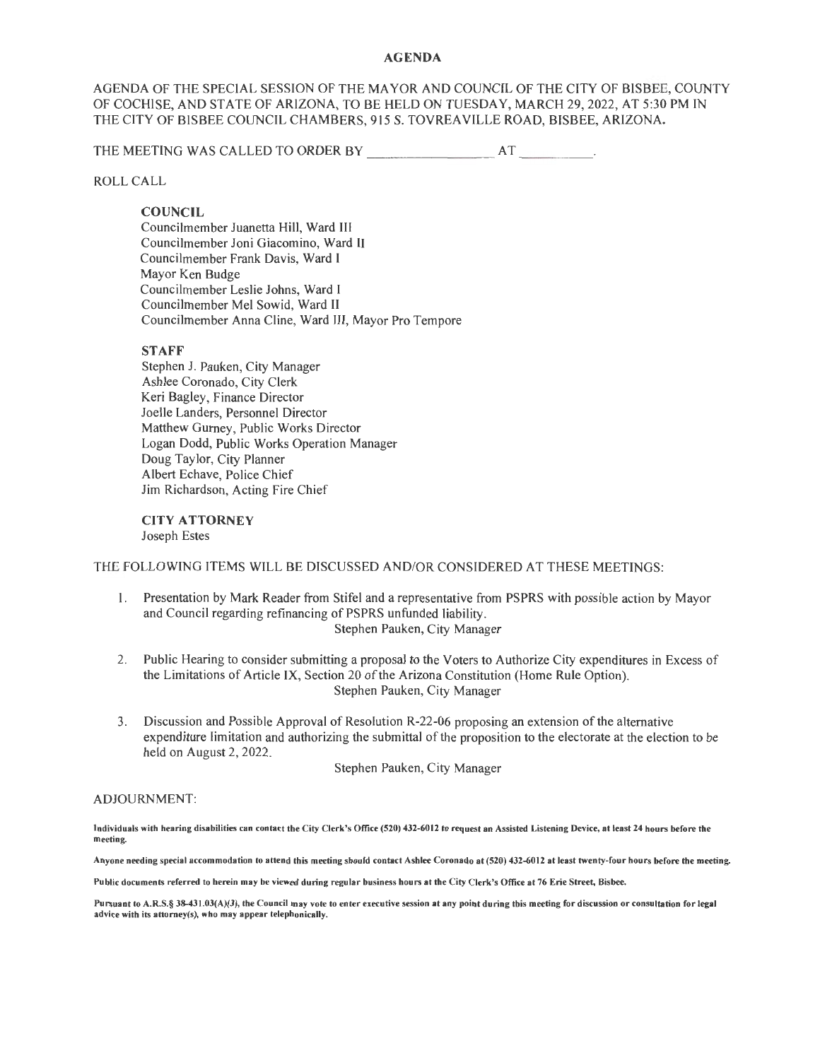# AGENDA

AGENDA OF THE SPECIAL SESSION OF THE MAYOR AND COUNCIL OF THE CITY OF BISBEE, COUNTY OF COCHISE, AND STATE OF ARIZONA, TO BE HELD ON TUESDAY, MARCH 29, 2022, AT 5:30 PM IN THE CITY OF BISBEE COUNCIL CHAMBERS, 915 S. TOVREAVILLE ROAD, BISBEE, ARIZONA.

THE MEETING WAS CALLED TO ORDER BY _________________ AT __________.

ROLL CALL

**COUNCIL**
Councilmember Juanetta Hill, Ward III
Councilmember Joni Giacomino, Ward II
Councilmember Frank Davis, Ward I
Mayor Ken Budge
Councilmember Leslie Johns, Ward I
Councilmember Mel Sowid, Ward II
Councilmember Anna Cline, Ward III, Mayor Pro Tempore

**STAFF**
Stephen J. Pauken, City Manager
Ashlee Coronado, City Clerk
Keri Bagley, Finance Director
Joelle Landers, Personnel Director
Matthew Gurney, Public Works Director
Logan Dodd, Public Works Operation Manager
Doug Taylor, City Planner
Albert Echave, Police Chief
Jim Richardson, Acting Fire Chief

**CITY ATTORNEY**
Joseph Estes

THE FOLLOWING ITEMS WILL BE DISCUSSED AND/OR CONSIDERED AT THESE MEETINGS:

1. Presentation by Mark Reader from Stifel and a representative from PSPRS with possible action by Mayor and Council regarding refinancing of PSPRS unfunded liability.
   Stephen Pauken, City Manager

2. Public Hearing to consider submitting a proposal to the Voters to Authorize City expenditures in Excess of the Limitations of Article IX, Section 20 of the Arizona Constitution (Home Rule Option).
   Stephen Pauken, City Manager

3. Discussion and Possible Approval of Resolution R-22-06 proposing an extension of the alternative expenditure limitation and authorizing the submittal of the proposition to the electorate at the election to be held on August 2, 2022.
   Stephen Pauken, City Manager

ADJOURNMENT:

**Individuals with hearing disabilities can contact the City Clerk's Office (520) 432-6012 to request an Assisted Listening Device, at least 24 hours before the meeting.**

**Anyone needing special accommodation to attend this meeting should contact Ashlee Coronado at (520) 432-6012 at least twenty-four hours before the meeting.**

**Public documents referred to herein may be viewed during regular business hours at the City Clerk's Office at 76 Erie Street, Bisbee.**

**Pursuant to A.R.S.§ 38-431.03(A)(3), the Council may vote to enter executive session at any point during this meeting for discussion or consultation for legal advice with its attorney(s), who may appear telephonically.**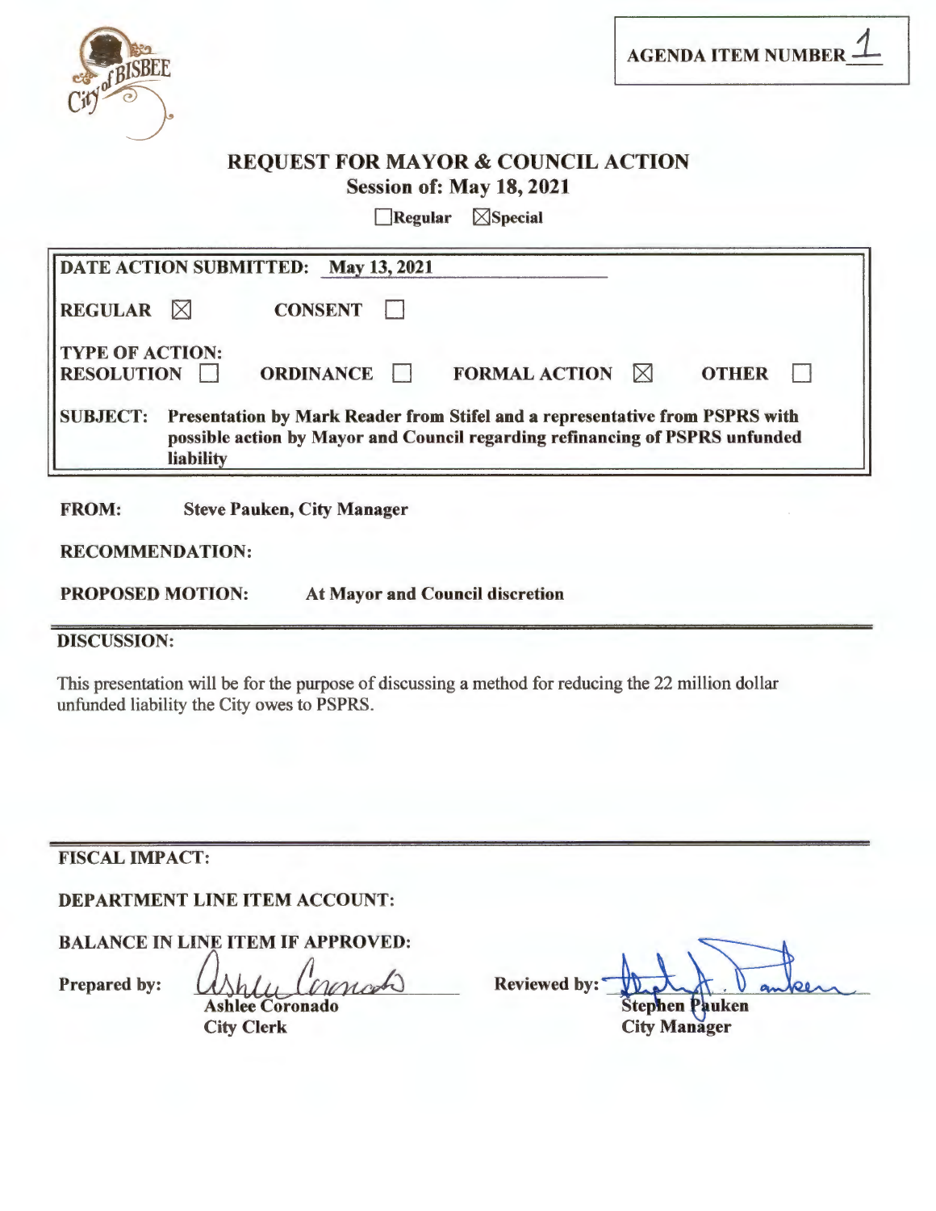City of BISBEE

AGENDA ITEM NUMBER 1

## REQUEST FOR MAYOR & COUNCIL ACTION

**Session of: May 18, 2021**

☐ **Regular** ☒ **Special**

**DATE ACTION SUBMITTED:** May 13, 2021

**REGULAR** ☒ **CONSENT** ☐

**TYPE OF ACTION:**
**RESOLUTION** ☐ **ORDINANCE** ☐ **FORMAL ACTION** ☒ **OTHER** ☐

**SUBJECT:** **Presentation by Mark Reader from Stifel and a representative from PSPRS with possible action by Mayor and Council regarding refinancing of PSPRS unfunded liability**

**FROM:** **Steve Pauken, City Manager**

**RECOMMENDATION:**

**PROPOSED MOTION:** **At Mayor and Council discretion**

**DISCUSSION:**

This presentation will be for the purpose of discussing a method for reducing the 22 million dollar unfunded liability the City owes to PSPRS.

**FISCAL IMPACT:**

**DEPARTMENT LINE ITEM ACCOUNT:**

**BALANCE IN LINE ITEM IF APPROVED:**

**Prepared by:** Ashlee Coronado
**City Clerk**

**Reviewed by:** Stephen Pauken
**City Manager**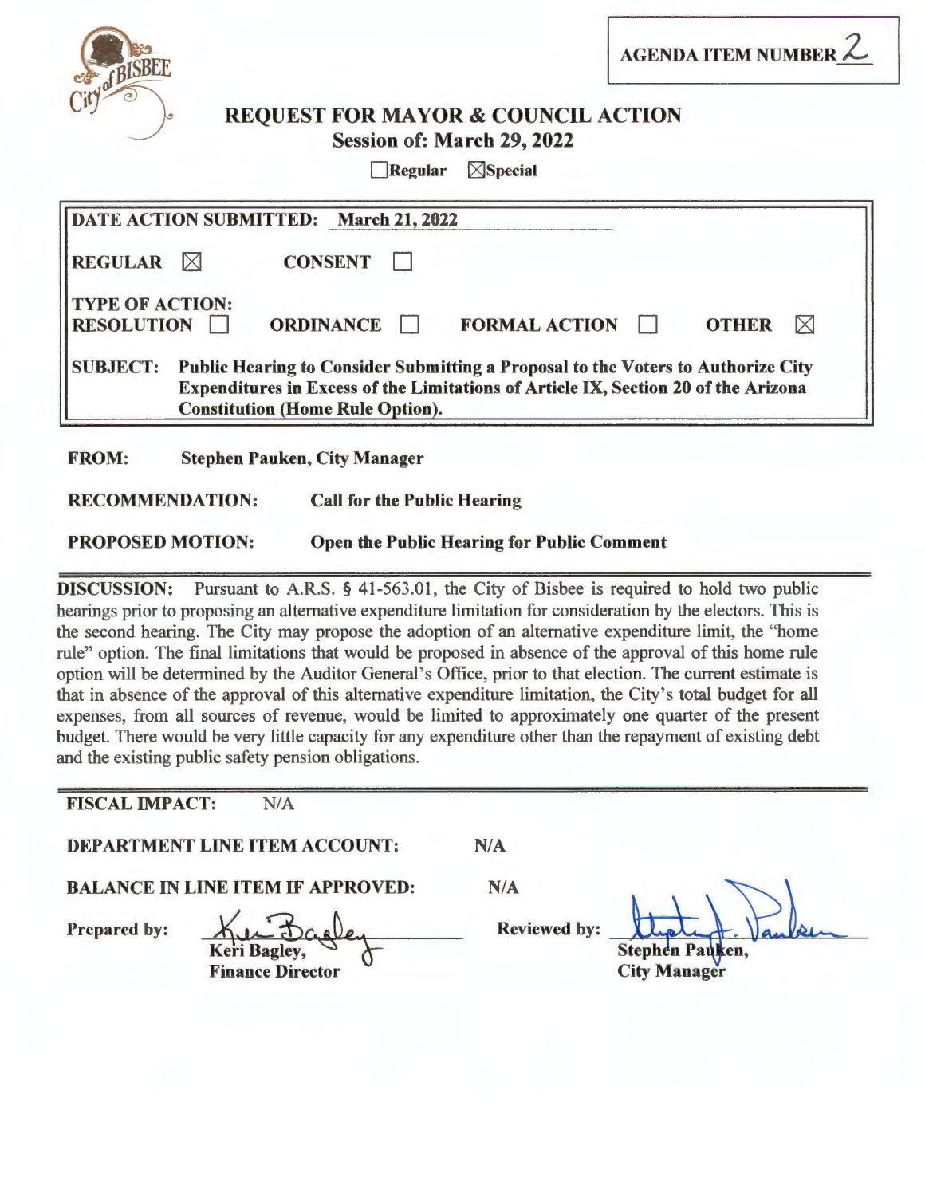**AGENDA ITEM NUMBER 2**

# REQUEST FOR MAYOR & COUNCIL ACTION

**Session of: March 29, 2022**

☐ **Regular** ☒ **Special**

**DATE ACTION SUBMITTED:** March 21, 2022

**REGULAR** ☒ **CONSENT** ☐

**TYPE OF ACTION:**
**RESOLUTION** ☐ **ORDINANCE** ☐ **FORMAL ACTION** ☐ **OTHER** ☒

**SUBJECT:** **Public Hearing to Consider Submitting a Proposal to the Voters to Authorize City Expenditures in Excess of the Limitations of Article IX, Section 20 of the Arizona Constitution (Home Rule Option).**

**FROM:** **Stephen Pauken, City Manager**

**RECOMMENDATION:** **Call for the Public Hearing**

**PROPOSED MOTION:** **Open the Public Hearing for Public Comment**

**DISCUSSION:** Pursuant to A.R.S. § 41-563.01, the City of Bisbee is required to hold two public hearings prior to proposing an alternative expenditure limitation for consideration by the electors. This is the second hearing. The City may propose the adoption of an alternative expenditure limit, the "home rule" option. The final limitations that would be proposed in absence of the approval of this home rule option will be determined by the Auditor General's Office, prior to that election. The current estimate is that in absence of the approval of this alternative expenditure limitation, the City's total budget for all expenses, from all sources of revenue, would be limited to approximately one quarter of the present budget. There would be very little capacity for any expenditure other than the repayment of existing debt and the existing public safety pension obligations.

**FISCAL IMPACT:** N/A

**DEPARTMENT LINE ITEM ACCOUNT:** N/A

**BALANCE IN LINE ITEM IF APPROVED:** N/A

**Prepared by:** Keri Bagley,
**Finance Director**

**Reviewed by:** Stephen Pauken,
**City Manager**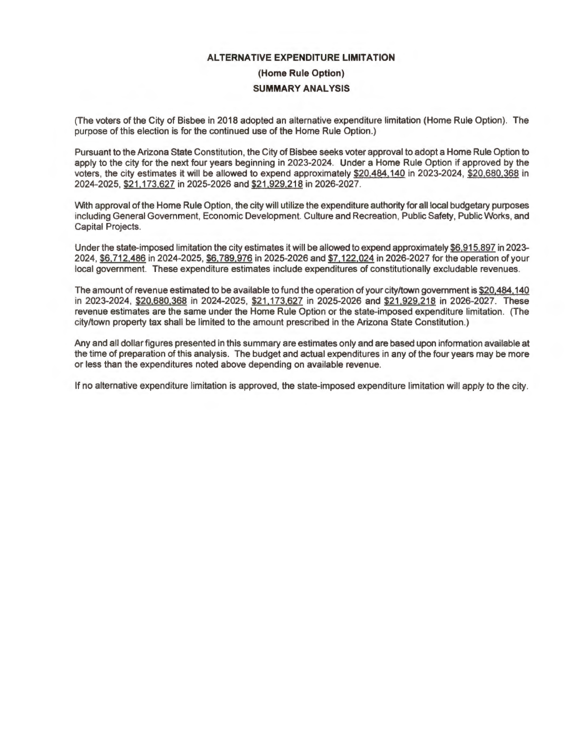**ALTERNATIVE EXPENDITURE LIMITATION**

**(Home Rule Option)**

**SUMMARY ANALYSIS**

(The voters of the City of Bisbee in 2018 adopted an alternative expenditure limitation (Home Rule Option). The purpose of this election is for the continued use of the Home Rule Option.)

Pursuant to the Arizona State Constitution, the City of Bisbee seeks voter approval to adopt a Home Rule Option to apply to the city for the next four years beginning in 2023-2024. Under a Home Rule Option if approved by the voters, the city estimates it will be allowed to expend approximately $20,484,140 in 2023-2024, $20,680,368 in 2024-2025, $21,173,627 in 2025-2026 and $21,929,218 in 2026-2027.

With approval of the Home Rule Option, the city will utilize the expenditure authority for all local budgetary purposes including General Government, Economic Development. Culture and Recreation, Public Safety, Public Works, and Capital Projects.

Under the state-imposed limitation the city estimates it will be allowed to expend approximately $6,915,897 in 2023-2024, $6,712,486 in 2024-2025, $6,789,976 in 2025-2026 and $7,122,024 in 2026-2027 for the operation of your local government. These expenditure estimates include expenditures of constitutionally excludable revenues.

The amount of revenue estimated to be available to fund the operation of your city/town government is $20,484,140 in 2023-2024, $20,680,368 in 2024-2025, $21,173,627 in 2025-2026 and $21,929,218 in 2026-2027. These revenue estimates are the same under the Home Rule Option or the state-imposed expenditure limitation. (The city/town property tax shall be limited to the amount prescribed in the Arizona State Constitution.)

Any and all dollar figures presented in this summary are estimates only and are based upon information available at the time of preparation of this analysis. The budget and actual expenditures in any of the four years may be more or less than the expenditures noted above depending on available revenue.

If no alternative expenditure limitation is approved, the state-imposed expenditure limitation will apply to the city.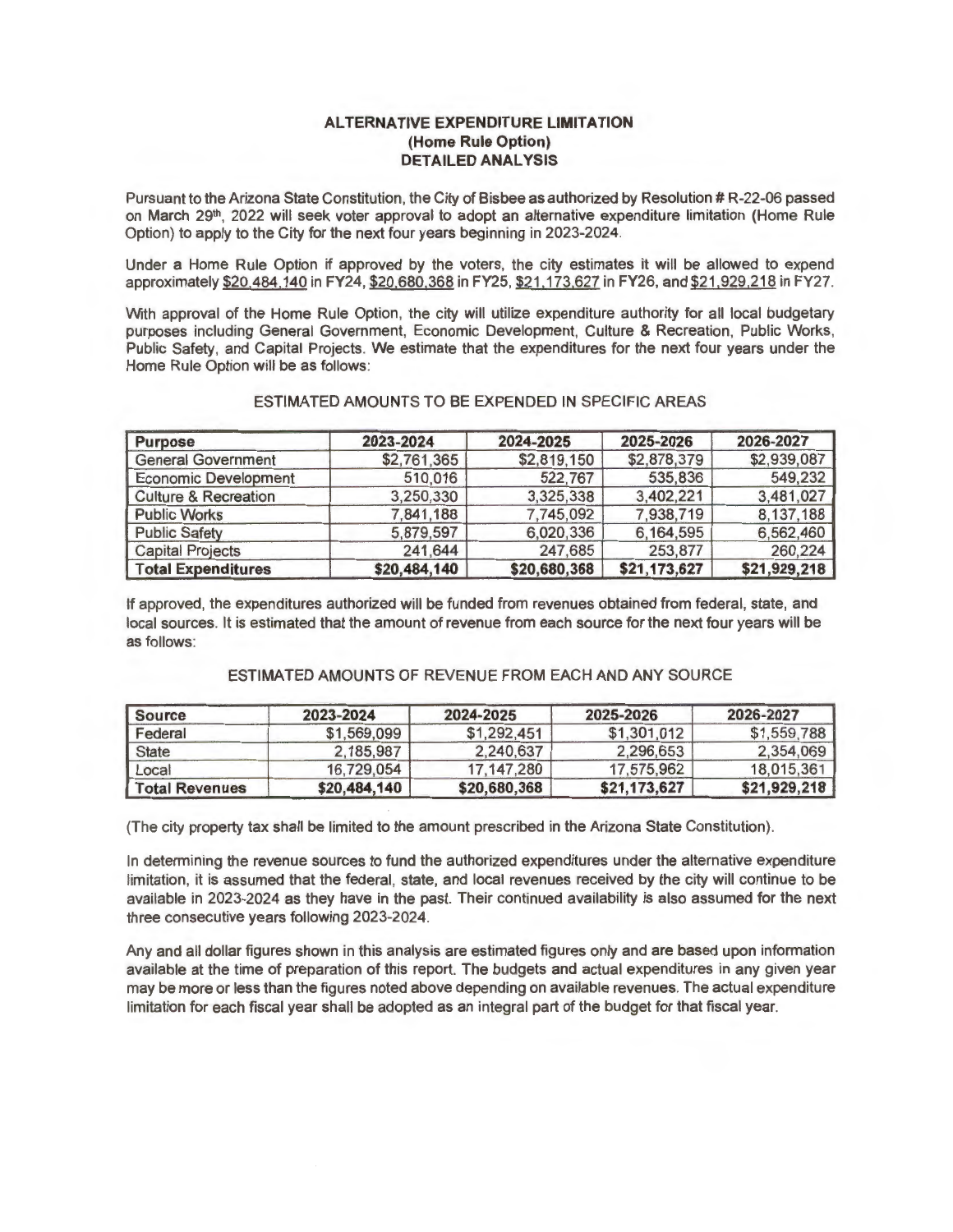# ALTERNATIVE EXPENDITURE LIMITATION
## (Home Rule Option)
## DETAILED ANALYSIS

Pursuant to the Arizona State Constitution, the City of Bisbee as authorized by Resolution # R-22-06 passed on March 29th, 2022 will seek voter approval to adopt an alternative expenditure limitation (Home Rule Option) to apply to the City for the next four years beginning in 2023-2024.

Under a Home Rule Option if approved by the voters, the city estimates it will be allowed to expend approximately $20,484,140 in FY24, $20,680,368 in FY25, $21,173,627 in FY26, and $21,929,218 in FY27.

With approval of the Home Rule Option, the city will utilize expenditure authority for all local budgetary purposes including General Government, Economic Development, Culture & Recreation, Public Works, Public Safety, and Capital Projects. We estimate that the expenditures for the next four years under the Home Rule Option will be as follows:

ESTIMATED AMOUNTS TO BE EXPENDED IN SPECIFIC AREAS

| Purpose | 2023-2024 | 2024-2025 | 2025-2026 | 2026-2027 |
|---|---|---|---|---|
| General Government | $2,761,365 | $2,819,150 | $2,878,379 | $2,939,087 |
| Economic Development | 510,016 | 522,767 | 535,836 | 549,232 |
| Culture & Recreation | 3,250,330 | 3,325,338 | 3,402,221 | 3,481,027 |
| Public Works | 7,841,188 | 7,745,092 | 7,938,719 | 8,137,188 |
| Public Safety | 5,879,597 | 6,020,336 | 6,164,595 | 6,562,460 |
| Capital Projects | 241,644 | 247,685 | 253,877 | 260,224 |
| **Total Expenditures** | **$20,484,140** | **$20,680,368** | **$21,173,627** | **$21,929,218** |

If approved, the expenditures authorized will be funded from revenues obtained from federal, state, and local sources. It is estimated that the amount of revenue from each source for the next four years will be as follows:

ESTIMATED AMOUNTS OF REVENUE FROM EACH AND ANY SOURCE

| Source | 2023-2024 | 2024-2025 | 2025-2026 | 2026-2027 |
|---|---|---|---|---|
| Federal | $1,569,099 | $1,292,451 | $1,301,012 | $1,559,788 |
| State | 2,185,987 | 2,240,637 | 2,296,653 | 2,354,069 |
| Local | 16,729,054 | 17,147,280 | 17,575,962 | 18,015,361 |
| **Total Revenues** | **$20,484,140** | **$20,680,368** | **$21,173,627** | **$21,929,218** |

(The city property tax shall be limited to the amount prescribed in the Arizona State Constitution).

In determining the revenue sources to fund the authorized expenditures under the alternative expenditure limitation, it is assumed that the federal, state, and local revenues received by the city will continue to be available in 2023-2024 as they have in the past. Their continued availability is also assumed for the next three consecutive years following 2023-2024.

Any and all dollar figures shown in this analysis are estimated figures only and are based upon information available at the time of preparation of this report. The budgets and actual expenditures in any given year may be more or less than the figures noted above depending on available revenues. The actual expenditure limitation for each fiscal year shall be adopted as an integral part of the budget for that fiscal year.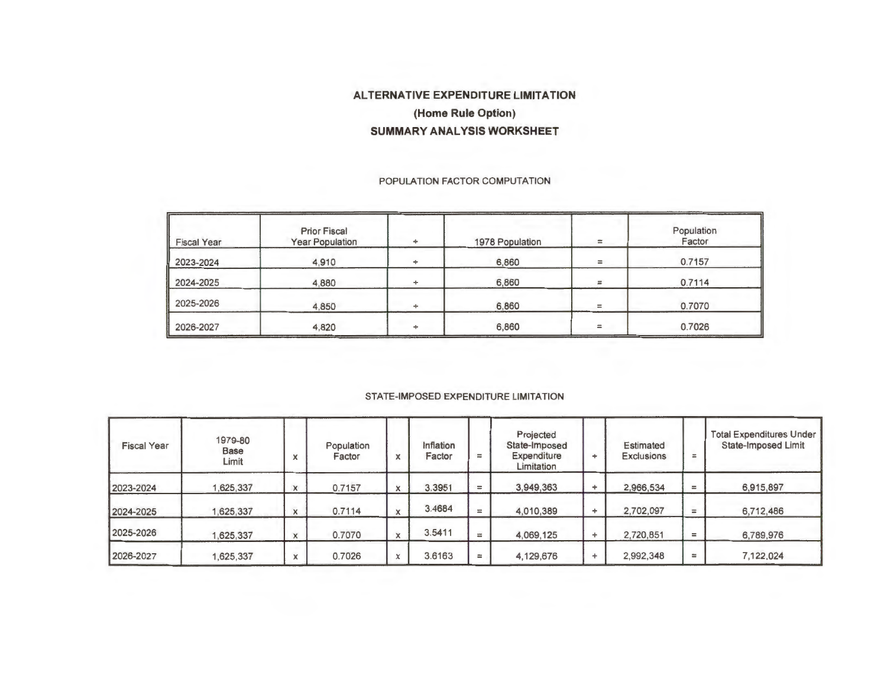# ALTERNATIVE EXPENDITURE LIMITATION
## (Home Rule Option)
## SUMMARY ANALYSIS WORKSHEET

### POPULATION FACTOR COMPUTATION

| Fiscal Year | Prior Fiscal Year Population | ÷ | 1978 Population | = | Population Factor |
|---|---|---|---|---|---|
| 2023-2024 | 4,910 | ÷ | 6,860 | = | 0.7157 |
| 2024-2025 | 4,880 | ÷ | 6,860 | = | 0.7114 |
| 2025-2026 | 4,850 | ÷ | 6,860 | = | 0.7070 |
| 2026-2027 | 4,820 | ÷ | 6,860 | = | 0.7026 |

### STATE-IMPOSED EXPENDITURE LIMITATION

| Fiscal Year | 1979-80 Base Limit | x | Population Factor | x | Inflation Factor | = | Projected State-Imposed Expenditure Limitation | + | Estimated Exclusions | = | Total Expenditures Under State-Imposed Limit |
|---|---|---|---|---|---|---|---|---|---|---|---|
| 2023-2024 | 1,625,337 | x | 0.7157 | x | 3.3951 | = | 3,949,363 | + | 2,966,534 | = | 6,915,897 |
| 2024-2025 | 1,625,337 | x | 0.7114 | x | 3.4684 | = | 4,010,389 | + | 2,702,097 | = | 6,712,486 |
| 2025-2026 | 1,625,337 | x | 0.7070 | x | 3.5411 | = | 4,069,125 | + | 2,720,851 | = | 6,789,976 |
| 2026-2027 | 1,625,337 | x | 0.7026 | x | 3.6163 | = | 4,129,676 | + | 2,992,348 | = | 7,122,024 |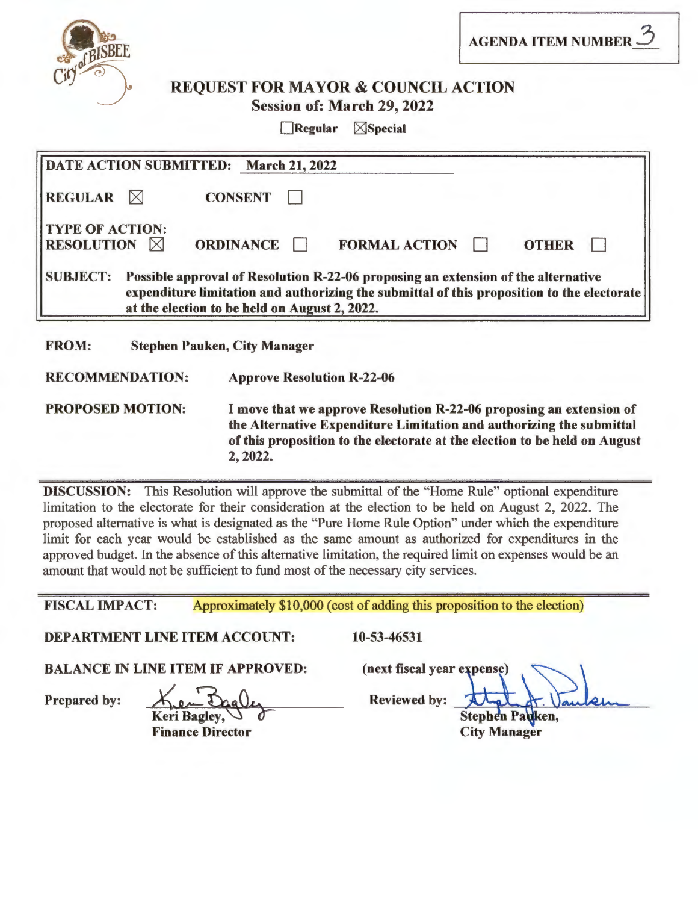**AGENDA ITEM NUMBER** 3

# REQUEST FOR MAYOR & COUNCIL ACTION

**Session of: March 29, 2022**

☐ **Regular** ☒ **Special**

**DATE ACTION SUBMITTED:** **March 21, 2022**

**REGULAR** ☒ **CONSENT** ☐

**TYPE OF ACTION:**
**RESOLUTION** ☒ **ORDINANCE** ☐ **FORMAL ACTION** ☐ **OTHER** ☐

**SUBJECT:** **Possible approval of Resolution R-22-06 proposing an extension of the alternative expenditure limitation and authorizing the submittal of this proposition to the electorate at the election to be held on August 2, 2022.**

**FROM:** **Stephen Pauken, City Manager**

**RECOMMENDATION:** **Approve Resolution R-22-06**

**PROPOSED MOTION:** **I move that we approve Resolution R-22-06 proposing an extension of the Alternative Expenditure Limitation and authorizing the submittal of this proposition to the electorate at the election to be held on August 2, 2022.**

**DISCUSSION:** This Resolution will approve the submittal of the "Home Rule" optional expenditure limitation to the electorate for their consideration at the election to be held on August 2, 2022. The proposed alternative is what is designated as the "Pure Home Rule Option" under which the expenditure limit for each year would be established as the same amount as authorized for expenditures in the approved budget. In the absence of this alternative limitation, the required limit on expenses would be an amount that would not be sufficient to fund most of the necessary city services.

**FISCAL IMPACT:** Approximately $10,000 (cost of adding this proposition to the election)

**DEPARTMENT LINE ITEM ACCOUNT:** **10-53-46531**

**BALANCE IN LINE ITEM IF APPROVED:** **(next fiscal year expense)**

**Prepared by:** **Keri Bagley, Finance Director**

**Reviewed by:** **Stephen Pauken, City Manager**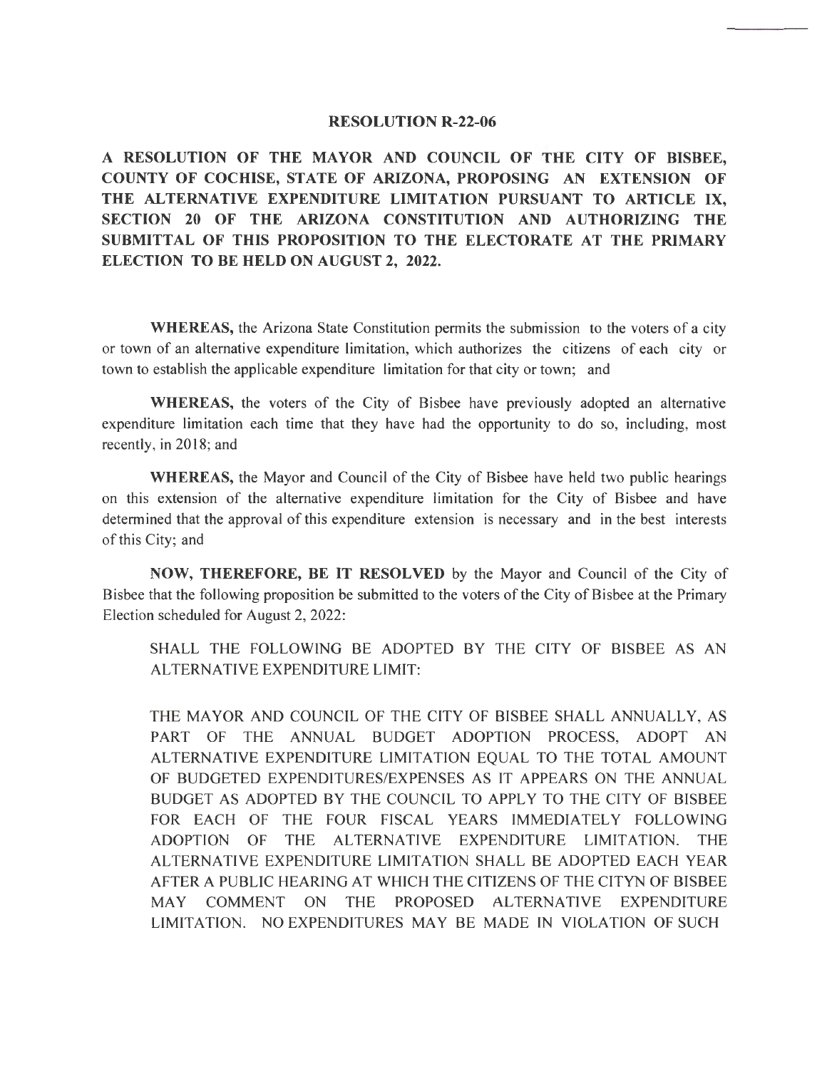# RESOLUTION R-22-06

**A RESOLUTION OF THE MAYOR AND COUNCIL OF THE CITY OF BISBEE, COUNTY OF COCHISE, STATE OF ARIZONA, PROPOSING AN EXTENSION OF THE ALTERNATIVE EXPENDITURE LIMITATION PURSUANT TO ARTICLE IX, SECTION 20 OF THE ARIZONA CONSTITUTION AND AUTHORIZING THE SUBMITTAL OF THIS PROPOSITION TO THE ELECTORATE AT THE PRIMARY ELECTION TO BE HELD ON AUGUST 2, 2022.**

**WHEREAS,** the Arizona State Constitution permits the submission to the voters of a city or town of an alternative expenditure limitation, which authorizes the citizens of each city or town to establish the applicable expenditure limitation for that city or town; and

**WHEREAS,** the voters of the City of Bisbee have previously adopted an alternative expenditure limitation each time that they have had the opportunity to do so, including, most recently, in 2018; and

**WHEREAS,** the Mayor and Council of the City of Bisbee have held two public hearings on this extension of the alternative expenditure limitation for the City of Bisbee and have determined that the approval of this expenditure extension is necessary and in the best interests of this City; and

**NOW, THEREFORE, BE IT RESOLVED** by the Mayor and Council of the City of Bisbee that the following proposition be submitted to the voters of the City of Bisbee at the Primary Election scheduled for August 2, 2022:

> SHALL THE FOLLOWING BE ADOPTED BY THE CITY OF BISBEE AS AN ALTERNATIVE EXPENDITURE LIMIT:
>
> THE MAYOR AND COUNCIL OF THE CITY OF BISBEE SHALL ANNUALLY, AS PART OF THE ANNUAL BUDGET ADOPTION PROCESS, ADOPT AN ALTERNATIVE EXPENDITURE LIMITATION EQUAL TO THE TOTAL AMOUNT OF BUDGETED EXPENDITURES/EXPENSES AS IT APPEARS ON THE ANNUAL BUDGET AS ADOPTED BY THE COUNCIL TO APPLY TO THE CITY OF BISBEE FOR EACH OF THE FOUR FISCAL YEARS IMMEDIATELY FOLLOWING ADOPTION OF THE ALTERNATIVE EXPENDITURE LIMITATION. THE ALTERNATIVE EXPENDITURE LIMITATION SHALL BE ADOPTED EACH YEAR AFTER A PUBLIC HEARING AT WHICH THE CITIZENS OF THE CITYN OF BISBEE MAY COMMENT ON THE PROPOSED ALTERNATIVE EXPENDITURE LIMITATION. NO EXPENDITURES MAY BE MADE IN VIOLATION OF SUCH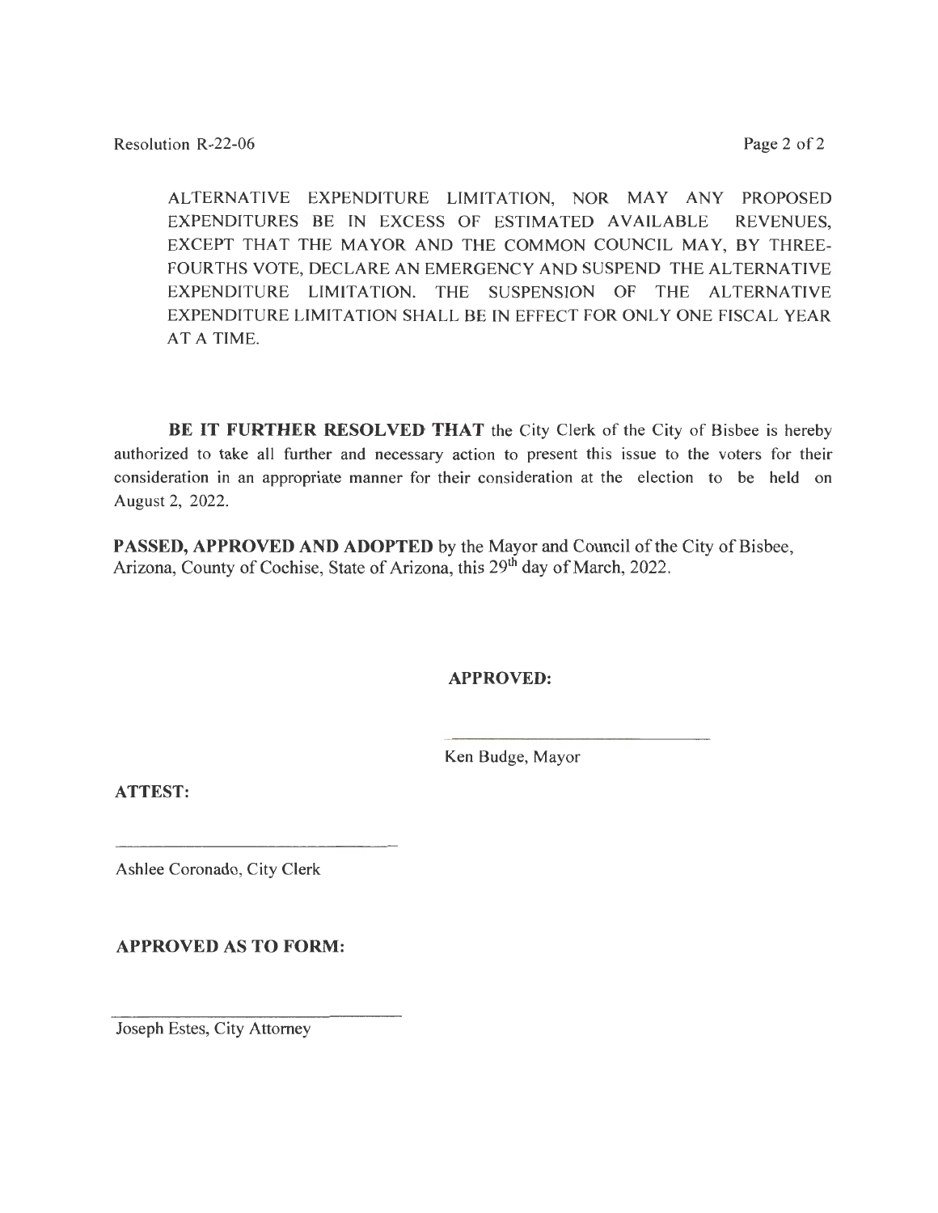ALTERNATIVE EXPENDITURE LIMITATION, NOR MAY ANY PROPOSED EXPENDITURES BE IN EXCESS OF ESTIMATED AVAILABLE REVENUES, EXCEPT THAT THE MAYOR AND THE COMMON COUNCIL MAY, BY THREE-FOURTHS VOTE, DECLARE AN EMERGENCY AND SUSPEND THE ALTERNATIVE EXPENDITURE LIMITATION. THE SUSPENSION OF THE ALTERNATIVE EXPENDITURE LIMITATION SHALL BE IN EFFECT FOR ONLY ONE FISCAL YEAR AT A TIME.

**BE IT FURTHER RESOLVED THAT** the City Clerk of the City of Bisbee is hereby authorized to take all further and necessary action to present this issue to the voters for their consideration in an appropriate manner for their consideration at the election to be held on August 2, 2022.

**PASSED, APPROVED AND ADOPTED** by the Mayor and Council of the City of Bisbee, Arizona, County of Cochise, State of Arizona, this 29th day of March, 2022.

**APPROVED:**

\_\_\_\_\_\_\_\_\_\_\_\_\_\_\_\_\_\_\_\_\_\_\_\_\_\_\_\_

Ken Budge, Mayor

**ATTEST:**

\_\_\_\_\_\_\_\_\_\_\_\_\_\_\_\_\_\_\_\_\_\_\_\_\_\_\_\_

Ashlee Coronado, City Clerk

**APPROVED AS TO FORM:**

\_\_\_\_\_\_\_\_\_\_\_\_\_\_\_\_\_\_\_\_\_\_\_\_\_\_\_\_

Joseph Estes, City Attorney